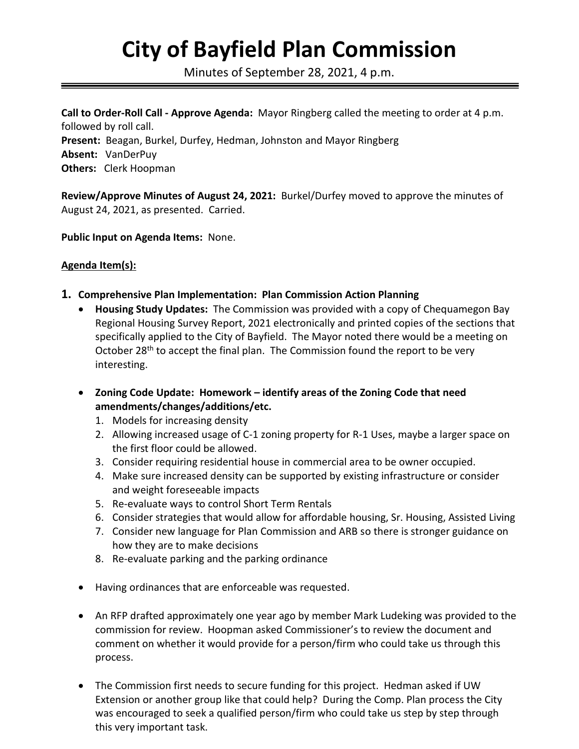# City of Bayfield Plan Commission

Minutes of September 28, 2021, 4 p.m.

**Call to Order-Roll Call - Approve Agenda:** Mayor Ringberg called the meeting to order at 4 p.m. followed by roll call.
**Present:** Beagan, Burkel, Durfey, Hedman, Johnston and Mayor Ringberg
**Absent:** VanDerPuy
**Others:** Clerk Hoopman

**Review/Approve Minutes of August 24, 2021:** Burkel/Durfey moved to approve the minutes of August 24, 2021, as presented. Carried.

**Public Input on Agenda Items:** None.

**Agenda Item(s):**

**1. Comprehensive Plan Implementation: Plan Commission Action Planning**

- **Housing Study Updates:** The Commission was provided with a copy of Chequamegon Bay Regional Housing Survey Report, 2021 electronically and printed copies of the sections that specifically applied to the City of Bayfield. The Mayor noted there would be a meeting on October 28th to accept the final plan. The Commission found the report to be very interesting.

- **Zoning Code Update: Homework – identify areas of the Zoning Code that need amendments/changes/additions/etc.**
  1. Models for increasing density
  2. Allowing increased usage of C-1 zoning property for R-1 Uses, maybe a larger space on the first floor could be allowed.
  3. Consider requiring residential house in commercial area to be owner occupied.
  4. Make sure increased density can be supported by existing infrastructure or consider and weight foreseeable impacts
  5. Re-evaluate ways to control Short Term Rentals
  6. Consider strategies that would allow for affordable housing, Sr. Housing, Assisted Living
  7. Consider new language for Plan Commission and ARB so there is stronger guidance on how they are to make decisions
  8. Re-evaluate parking and the parking ordinance

- Having ordinances that are enforceable was requested.

- An RFP drafted approximately one year ago by member Mark Ludeking was provided to the commission for review. Hoopman asked Commissioner's to review the document and comment on whether it would provide for a person/firm who could take us through this process.

- The Commission first needs to secure funding for this project. Hedman asked if UW Extension or another group like that could help? During the Comp. Plan process the City was encouraged to seek a qualified person/firm who could take us step by step through this very important task.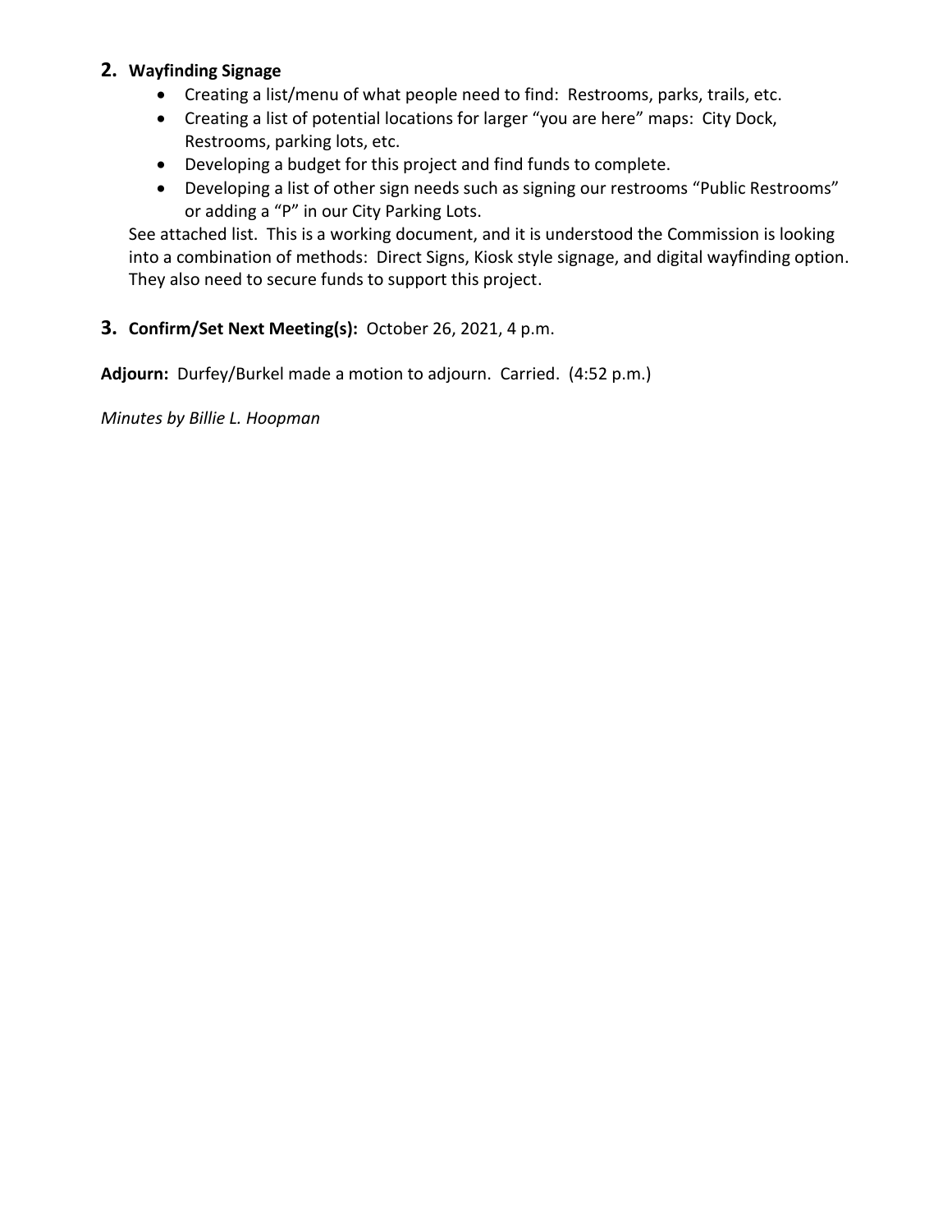**2. Wayfinding Signage**

- Creating a list/menu of what people need to find: Restrooms, parks, trails, etc.
- Creating a list of potential locations for larger "you are here" maps: City Dock, Restrooms, parking lots, etc.
- Developing a budget for this project and find funds to complete.
- Developing a list of other sign needs such as signing our restrooms "Public Restrooms" or adding a "P" in our City Parking Lots.

See attached list. This is a working document, and it is understood the Commission is looking into a combination of methods: Direct Signs, Kiosk style signage, and digital wayfinding option. They also need to secure funds to support this project.

**3. Confirm/Set Next Meeting(s):** October 26, 2021, 4 p.m.

**Adjourn:** Durfey/Burkel made a motion to adjourn. Carried. (4:52 p.m.)

*Minutes by Billie L. Hoopman*